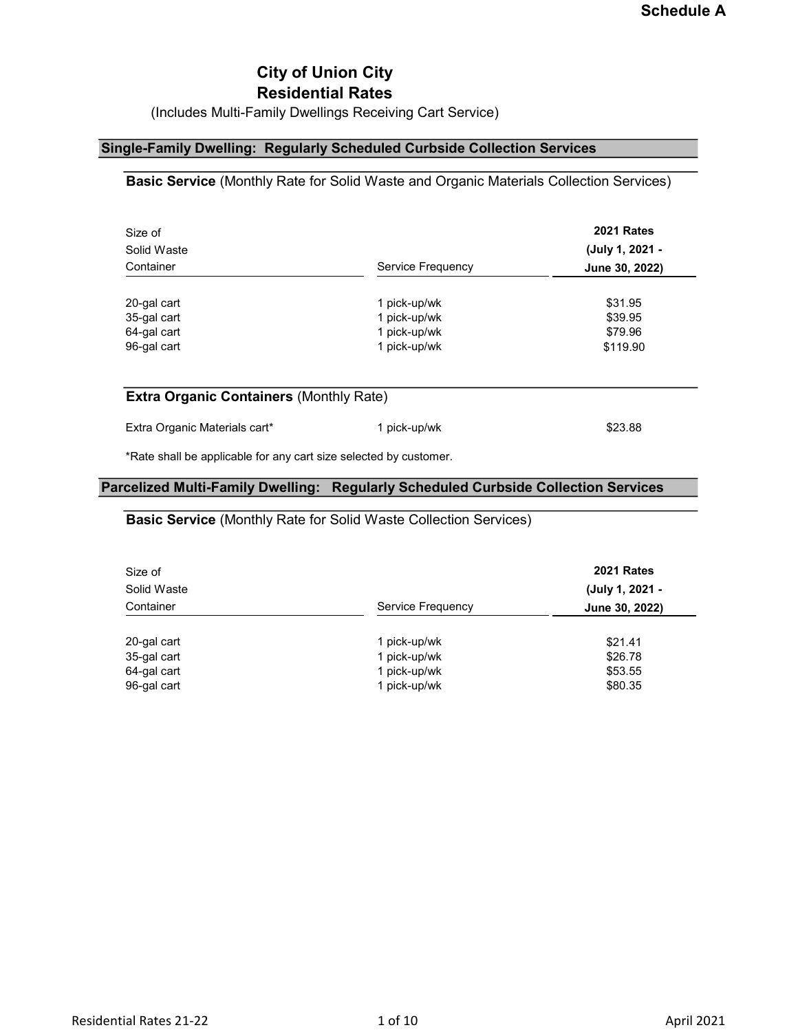Schedule A

# City of Union City
# Residential Rates

(Includes Multi-Family Dwellings Receiving Cart Service)

## Single-Family Dwelling: Regularly Scheduled Curbside Collection Services

### **Basic Service** (Monthly Rate for Solid Waste and Organic Materials Collection Services)

| Size of Solid Waste Container | Service Frequency | 2021 Rates (July 1, 2021 - June 30, 2022) |
|---|---|---|
| 20-gal cart | 1 pick-up/wk | $31.95 |
| 35-gal cart | 1 pick-up/wk | $39.95 |
| 64-gal cart | 1 pick-up/wk | $79.96 |
| 96-gal cart | 1 pick-up/wk | $119.90 |

### **Extra Organic Containers** (Monthly Rate)

| | | |
|---|---|---|
| Extra Organic Materials cart* | 1 pick-up/wk | $23.88 |

*Rate shall be applicable for any cart size selected by customer.

## Parcelized Multi-Family Dwelling: Regularly Scheduled Curbside Collection Services

### **Basic Service** (Monthly Rate for Solid Waste Collection Services)

| Size of Solid Waste Container | Service Frequency | 2021 Rates (July 1, 2021 - June 30, 2022) |
|---|---|---|
| 20-gal cart | 1 pick-up/wk | $21.41 |
| 35-gal cart | 1 pick-up/wk | $26.78 |
| 64-gal cart | 1 pick-up/wk | $53.55 |
| 96-gal cart | 1 pick-up/wk | $80.35 |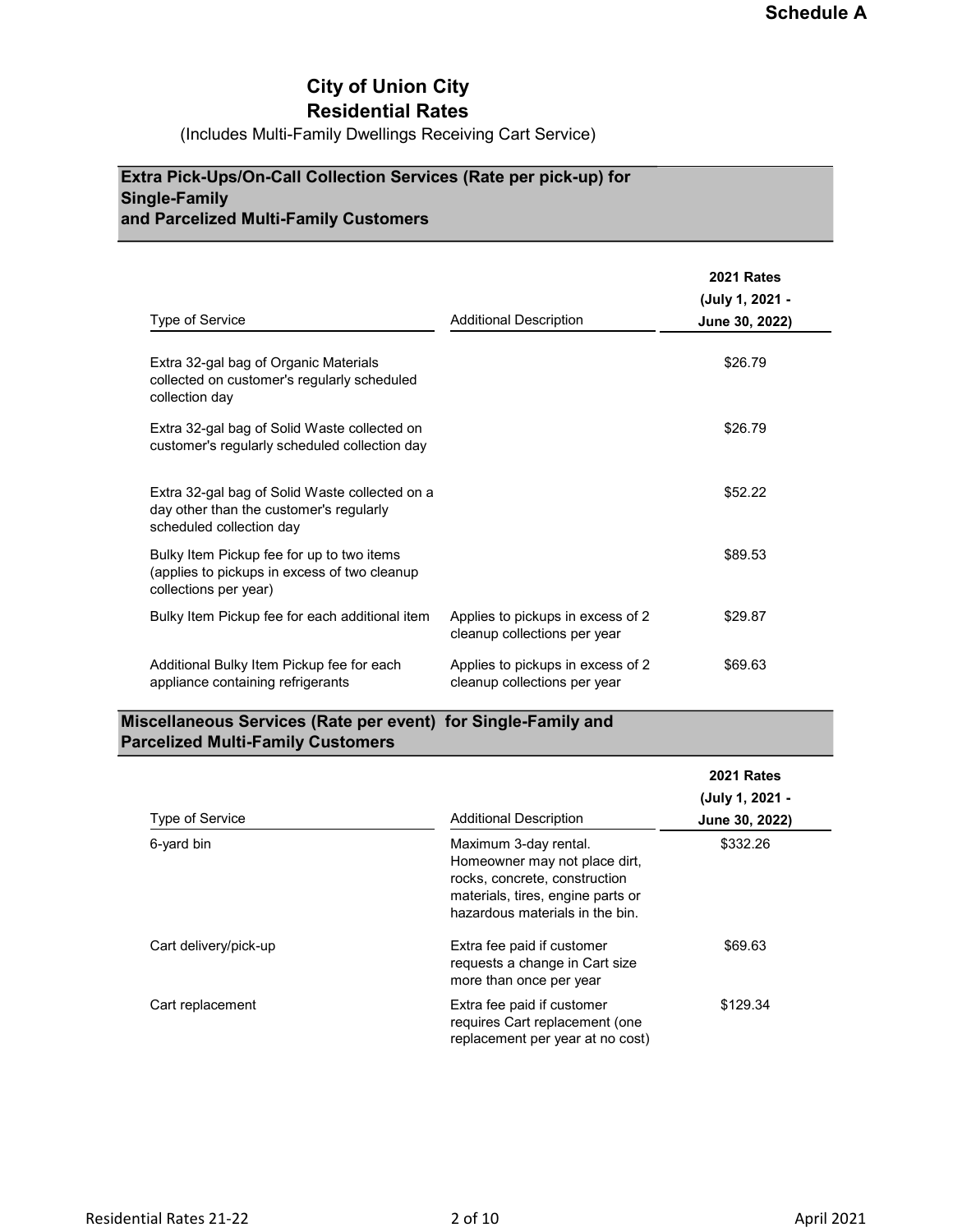**Schedule A**

# City of Union City
# Residential Rates

(Includes Multi-Family Dwellings Receiving Cart Service)

## Extra Pick-Ups/On-Call Collection Services (Rate per pick-up) for Single-Family and Parcelized Multi-Family Customers

| Type of Service | Additional Description | 2021 Rates (July 1, 2021 - June 30, 2022) |
|---|---|---|
| Extra 32-gal bag of Organic Materials collected on customer's regularly scheduled collection day | | $26.79 |
| Extra 32-gal bag of Solid Waste collected on customer's regularly scheduled collection day | | $26.79 |
| Extra 32-gal bag of Solid Waste collected on a day other than the customer's regularly scheduled collection day | | $52.22 |
| Bulky Item Pickup fee for up to two items (applies to pickups in excess of two cleanup collections per year) | | $89.53 |
| Bulky Item Pickup fee for each additional item | Applies to pickups in excess of 2 cleanup collections per year | $29.87 |
| Additional Bulky Item Pickup fee for each appliance containing refrigerants | Applies to pickups in excess of 2 cleanup collections per year | $69.63 |

## Miscellaneous Services (Rate per event) for Single-Family and Parcelized Multi-Family Customers

| Type of Service | Additional Description | 2021 Rates (July 1, 2021 - June 30, 2022) |
|---|---|---|
| 6-yard bin | Maximum 3-day rental. Homeowner may not place dirt, rocks, concrete, construction materials, tires, engine parts or hazardous materials in the bin. | $332.26 |
| Cart delivery/pick-up | Extra fee paid if customer requests a change in Cart size more than once per year | $69.63 |
| Cart replacement | Extra fee paid if customer requires Cart replacement (one replacement per year at no cost) | $129.34 |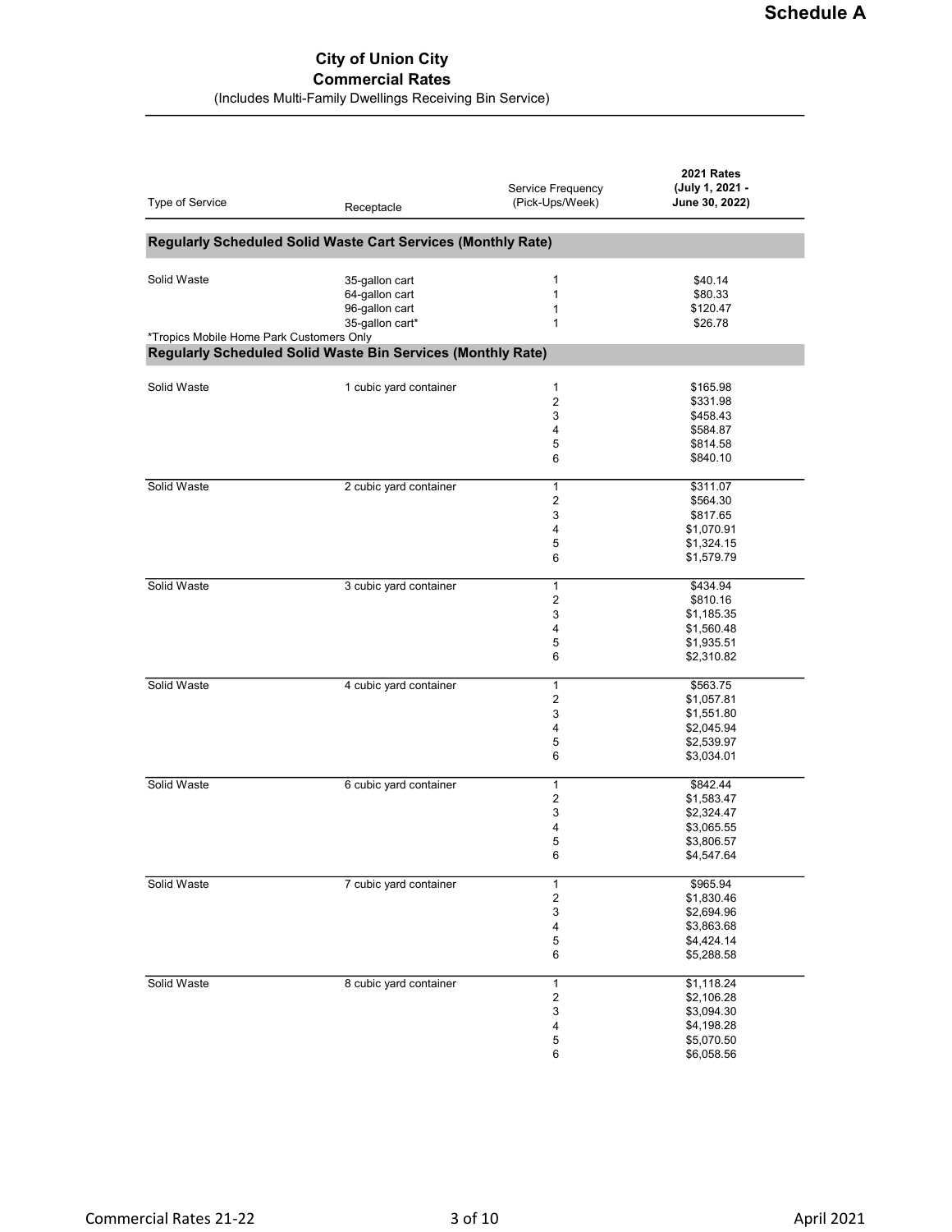Schedule A

# City of Union City

## Commercial Rates

(Includes Multi-Family Dwellings Receiving Bin Service)

| Type of Service | Receptacle | Service Frequency (Pick-Ups/Week) | **2021 Rates (July 1, 2021 - June 30, 2022)** |
|---|---|---|---|
| **Regularly Scheduled Solid Waste Cart Services (Monthly Rate)** | | | |
| Solid Waste | 35-gallon cart | 1 | $40.14 |
| | 64-gallon cart | 1 | $80.33 |
| | 96-gallon cart | 1 | $120.47 |
| | 35-gallon cart* | 1 | $26.78 |
| *Tropics Mobile Home Park Customers Only | | | |
| **Regularly Scheduled Solid Waste Bin Services (Monthly Rate)** | | | |
| Solid Waste | 1 cubic yard container | 1 | $165.98 |
| | | 2 | $331.98 |
| | | 3 | $458.43 |
| | | 4 | $584.87 |
| | | 5 | $814.58 |
| | | 6 | $840.10 |
| Solid Waste | 2 cubic yard container | 1 | $311.07 |
| | | 2 | $564.30 |
| | | 3 | $817.65 |
| | | 4 | $1,070.91 |
| | | 5 | $1,324.15 |
| | | 6 | $1,579.79 |
| Solid Waste | 3 cubic yard container | 1 | $434.94 |
| | | 2 | $810.16 |
| | | 3 | $1,185.35 |
| | | 4 | $1,560.48 |
| | | 5 | $1,935.51 |
| | | 6 | $2,310.82 |
| Solid Waste | 4 cubic yard container | 1 | $563.75 |
| | | 2 | $1,057.81 |
| | | 3 | $1,551.80 |
| | | 4 | $2,045.94 |
| | | 5 | $2,539.97 |
| | | 6 | $3,034.01 |
| Solid Waste | 6 cubic yard container | 1 | $842.44 |
| | | 2 | $1,583.47 |
| | | 3 | $2,324.47 |
| | | 4 | $3,065.55 |
| | | 5 | $3,806.57 |
| | | 6 | $4,547.64 |
| Solid Waste | 7 cubic yard container | 1 | $965.94 |
| | | 2 | $1,830.46 |
| | | 3 | $2,694.96 |
| | | 4 | $3,863.68 |
| | | 5 | $4,424.14 |
| | | 6 | $5,288.58 |
| Solid Waste | 8 cubic yard container | 1 | $1,118.24 |
| | | 2 | $2,106.28 |
| | | 3 | $3,094.30 |
| | | 4 | $4,198.28 |
| | | 5 | $5,070.50 |
| | | 6 | $6,058.56 |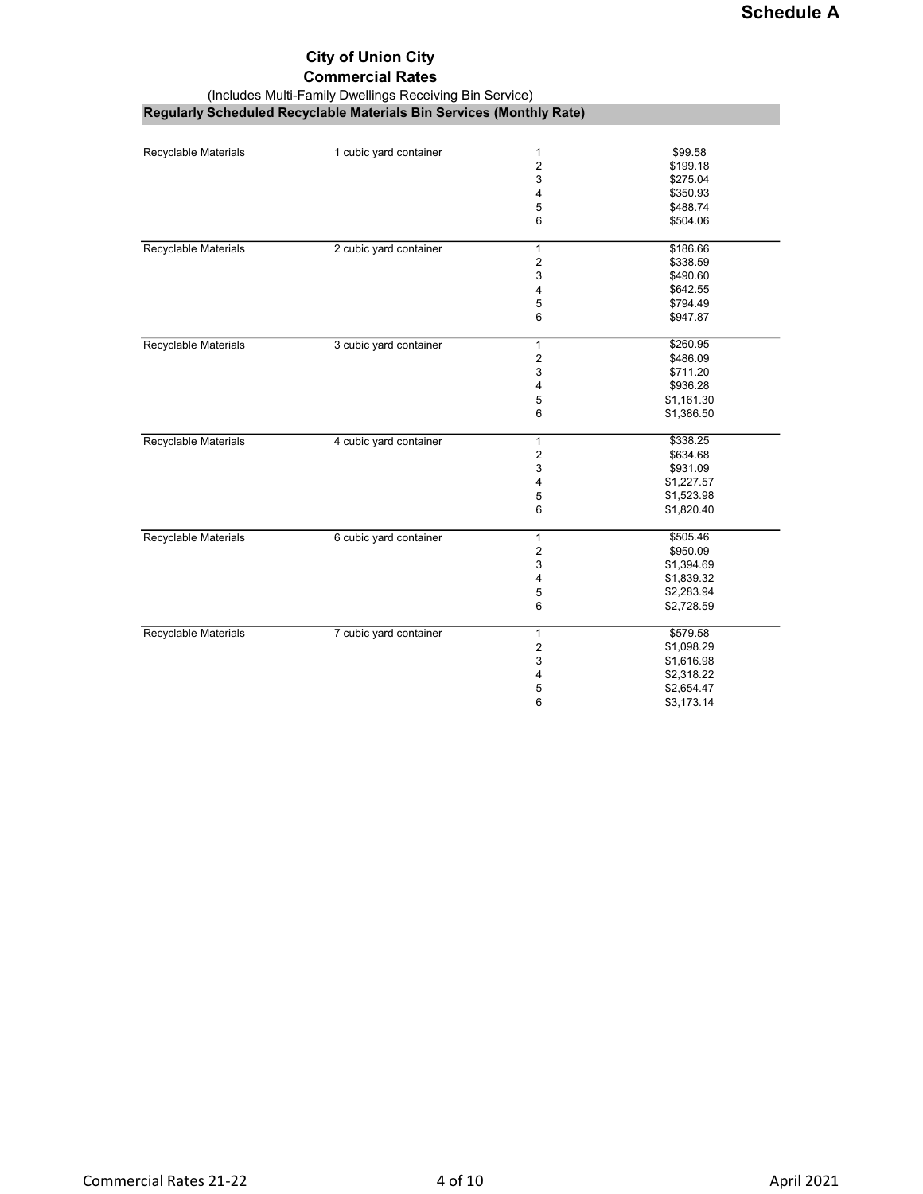**Schedule A**

## City of Union City
## Commercial Rates

(Includes Multi-Family Dwellings Receiving Bin Service)

### Regularly Scheduled Recyclable Materials Bin Services (Monthly Rate)

| | | | |
|---|---|---|---|
| Recyclable Materials | 1 cubic yard container | 1 | $99.58 |
| | | 2 | $199.18 |
| | | 3 | $275.04 |
| | | 4 | $350.93 |
| | | 5 | $488.74 |
| | | 6 | $504.06 |
| Recyclable Materials | 2 cubic yard container | 1 | $186.66 |
| | | 2 | $338.59 |
| | | 3 | $490.60 |
| | | 4 | $642.55 |
| | | 5 | $794.49 |
| | | 6 | $947.87 |
| Recyclable Materials | 3 cubic yard container | 1 | $260.95 |
| | | 2 | $486.09 |
| | | 3 | $711.20 |
| | | 4 | $936.28 |
| | | 5 | $1,161.30 |
| | | 6 | $1,386.50 |
| Recyclable Materials | 4 cubic yard container | 1 | $338.25 |
| | | 2 | $634.68 |
| | | 3 | $931.09 |
| | | 4 | $1,227.57 |
| | | 5 | $1,523.98 |
| | | 6 | $1,820.40 |
| Recyclable Materials | 6 cubic yard container | 1 | $505.46 |
| | | 2 | $950.09 |
| | | 3 | $1,394.69 |
| | | 4 | $1,839.32 |
| | | 5 | $2,283.94 |
| | | 6 | $2,728.59 |
| Recyclable Materials | 7 cubic yard container | 1 | $579.58 |
| | | 2 | $1,098.29 |
| | | 3 | $1,616.98 |
| | | 4 | $2,318.22 |
| | | 5 | $2,654.47 |
| | | 6 | $3,173.14 |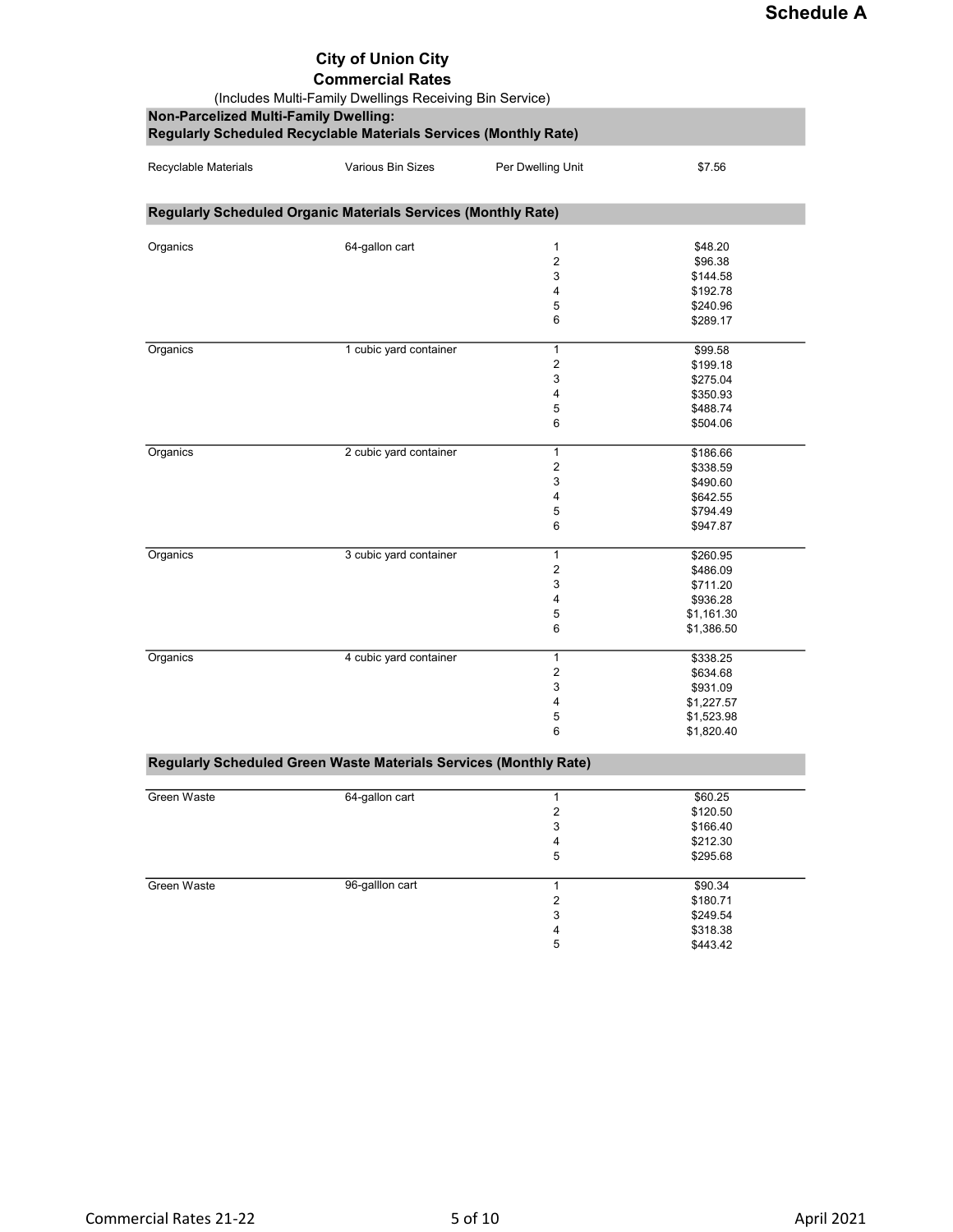**Schedule A**

## City of Union City
## Commercial Rates

(Includes Multi-Family Dwellings Receiving Bin Service)

### Non-Parcelized Multi-Family Dwelling:
### Regularly Scheduled Recyclable Materials Services (Monthly Rate)

| | | | |
|---|---|---|---|
| Recyclable Materials | Various Bin Sizes | Per Dwelling Unit | $7.56 |

### Regularly Scheduled Organic Materials Services (Monthly Rate)

| | | | |
|---|---|---|---|
| Organics | 64-gallon cart | 1 | $48.20 |
| | | 2 | $96.38 |
| | | 3 | $144.58 |
| | | 4 | $192.78 |
| | | 5 | $240.96 |
| | | 6 | $289.17 |
| Organics | 1 cubic yard container | 1 | $99.58 |
| | | 2 | $199.18 |
| | | 3 | $275.04 |
| | | 4 | $350.93 |
| | | 5 | $488.74 |
| | | 6 | $504.06 |
| Organics | 2 cubic yard container | 1 | $186.66 |
| | | 2 | $338.59 |
| | | 3 | $490.60 |
| | | 4 | $642.55 |
| | | 5 | $794.49 |
| | | 6 | $947.87 |
| Organics | 3 cubic yard container | 1 | $260.95 |
| | | 2 | $486.09 |
| | | 3 | $711.20 |
| | | 4 | $936.28 |
| | | 5 | $1,161.30 |
| | | 6 | $1,386.50 |
| Organics | 4 cubic yard container | 1 | $338.25 |
| | | 2 | $634.68 |
| | | 3 | $931.09 |
| | | 4 | $1,227.57 |
| | | 5 | $1,523.98 |
| | | 6 | $1,820.40 |

### Regularly Scheduled Green Waste Materials Services (Monthly Rate)

| | | | |
|---|---|---|---|
| Green Waste | 64-gallon cart | 1 | $60.25 |
| | | 2 | $120.50 |
| | | 3 | $166.40 |
| | | 4 | $212.30 |
| | | 5 | $295.68 |
| Green Waste | 96-galllon cart | 1 | $90.34 |
| | | 2 | $180.71 |
| | | 3 | $249.54 |
| | | 4 | $318.38 |
| | | 5 | $443.42 |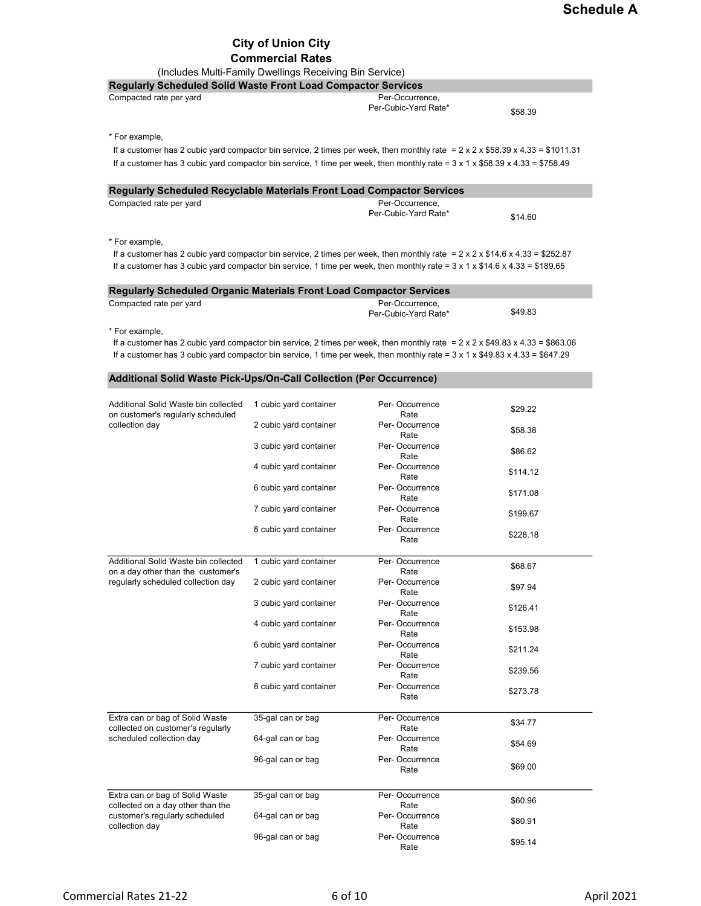**Schedule A**

# City of Union City
## Commercial Rates
(Includes Multi-Family Dwellings Receiving Bin Service)

### Regularly Scheduled Solid Waste Front Load Compactor Services

| Compacted rate per yard | Per-Occurrence, Per-Cubic-Yard Rate* | $58.39 |
|---|---|---|

\* For example,

If a customer has 2 cubic yard compactor bin service, 2 times per week, then monthly rate = 2 x 2 x $58.39 x 4.33 = $1011.31

If a customer has 3 cubic yard compactor bin service, 1 time per week, then monthly rate = 3 x 1 x $58.39 x 4.33 = $758.49

### Regularly Scheduled Recyclable Materials Front Load Compactor Services

| Compacted rate per yard | Per-Occurrence, Per-Cubic-Yard Rate* | $14.60 |
|---|---|---|

\* For example,

If a customer has 2 cubic yard compactor bin service, 2 times per week, then monthly rate = 2 x 2 x $14.6 x 4.33 = $252.87

If a customer has 3 cubic yard compactor bin service, 1 time per week, then monthly rate = 3 x 1 x $14.6 x 4.33 = $189.65

### Regularly Scheduled Organic Materials Front Load Compactor Services

| Compacted rate per yard | Per-Occurrence, Per-Cubic-Yard Rate* | $49.83 |
|---|---|---|

\* For example,

If a customer has 2 cubic yard compactor bin service, 2 times per week, then monthly rate = 2 x 2 x $49.83 x 4.33 = $863.06

If a customer has 3 cubic yard compactor bin service, 1 time per week, then monthly rate = 3 x 1 x $49.83 x 4.33 = $647.29

### Additional Solid Waste Pick-Ups/On-Call Collection (Per Occurrence)

| Service | Container | Rate Type | Rate |
|---|---|---|---|
| Additional Solid Waste bin collected on customer's regularly scheduled collection day | 1 cubic yard container | Per- Occurrence Rate | $29.22 |
| | 2 cubic yard container | Per- Occurrence Rate | $58.38 |
| | 3 cubic yard container | Per- Occurrence Rate | $86.62 |
| | 4 cubic yard container | Per- Occurrence Rate | $114.12 |
| | 6 cubic yard container | Per- Occurrence Rate | $171.08 |
| | 7 cubic yard container | Per- Occurrence Rate | $199.67 |
| | 8 cubic yard container | Per- Occurrence Rate | $228.18 |
| Additional Solid Waste bin collected on a day other than the customer's regularly scheduled collection day | 1 cubic yard container | Per- Occurrence Rate | $68.67 |
| | 2 cubic yard container | Per- Occurrence Rate | $97.94 |
| | 3 cubic yard container | Per- Occurrence Rate | $126.41 |
| | 4 cubic yard container | Per- Occurrence Rate | $153.98 |
| | 6 cubic yard container | Per- Occurrence Rate | $211.24 |
| | 7 cubic yard container | Per- Occurrence Rate | $239.56 |
| | 8 cubic yard container | Per- Occurrence Rate | $273.78 |
| Extra can or bag of Solid Waste collected on customer's regularly scheduled collection day | 35-gal can or bag | Per- Occurrence Rate | $34.77 |
| | 64-gal can or bag | Per- Occurrence Rate | $54.69 |
| | 96-gal can or bag | Per- Occurrence Rate | $69.00 |
| Extra can or bag of Solid Waste collected on a day other than the customer's regularly scheduled collection day | 35-gal can or bag | Per- Occurrence Rate | $60.96 |
| | 64-gal can or bag | Per- Occurrence Rate | $80.91 |
| | 96-gal can or bag | Per- Occurrence Rate | $95.14 |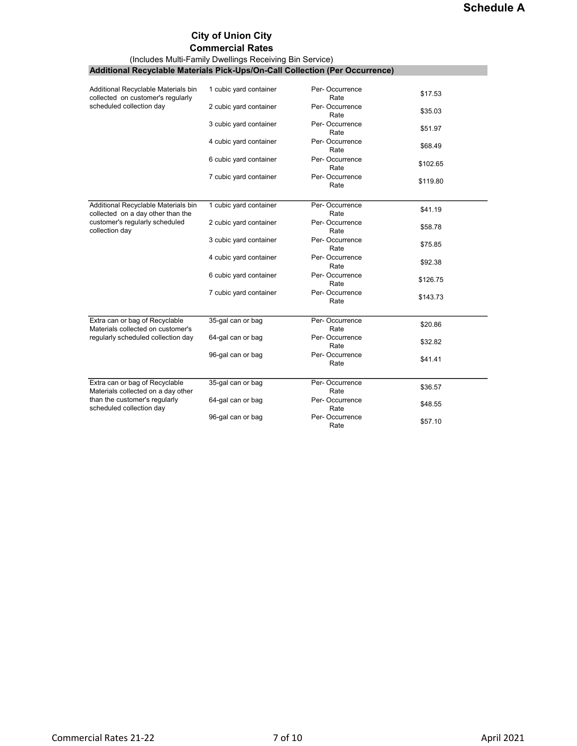**Schedule A**

# City of Union City

## Commercial Rates

(Includes Multi-Family Dwellings Receiving Bin Service)

### Additional Recyclable Materials Pick-Ups/On-Call Collection (Per Occurrence)

| Service | Container | Rate Type | Rate |
|---|---|---|---|
| Additional Recyclable Materials bin collected on customer's regularly scheduled collection day | 1 cubic yard container | Per- Occurrence Rate | $17.53 |
| | 2 cubic yard container | Per- Occurrence Rate | $35.03 |
| | 3 cubic yard container | Per- Occurrence Rate | $51.97 |
| | 4 cubic yard container | Per- Occurrence Rate | $68.49 |
| | 6 cubic yard container | Per- Occurrence Rate | $102.65 |
| | 7 cubic yard container | Per- Occurrence Rate | $119.80 |
| Additional Recyclable Materials bin collected on a day other than the customer's regularly scheduled collection day | 1 cubic yard container | Per- Occurrence Rate | $41.19 |
| | 2 cubic yard container | Per- Occurrence Rate | $58.78 |
| | 3 cubic yard container | Per- Occurrence Rate | $75.85 |
| | 4 cubic yard container | Per- Occurrence Rate | $92.38 |
| | 6 cubic yard container | Per- Occurrence Rate | $126.75 |
| | 7 cubic yard container | Per- Occurrence Rate | $143.73 |
| Extra can or bag of Recyclable Materials collected on customer's regularly scheduled collection day | 35-gal can or bag | Per- Occurrence Rate | $20.86 |
| | 64-gal can or bag | Per- Occurrence Rate | $32.82 |
| | 96-gal can or bag | Per- Occurrence Rate | $41.41 |
| Extra can or bag of Recyclable Materials collected on a day other than the customer's regularly scheduled collection day | 35-gal can or bag | Per- Occurrence Rate | $36.57 |
| | 64-gal can or bag | Per- Occurrence Rate | $48.55 |
| | 96-gal can or bag | Per- Occurrence Rate | $57.10 |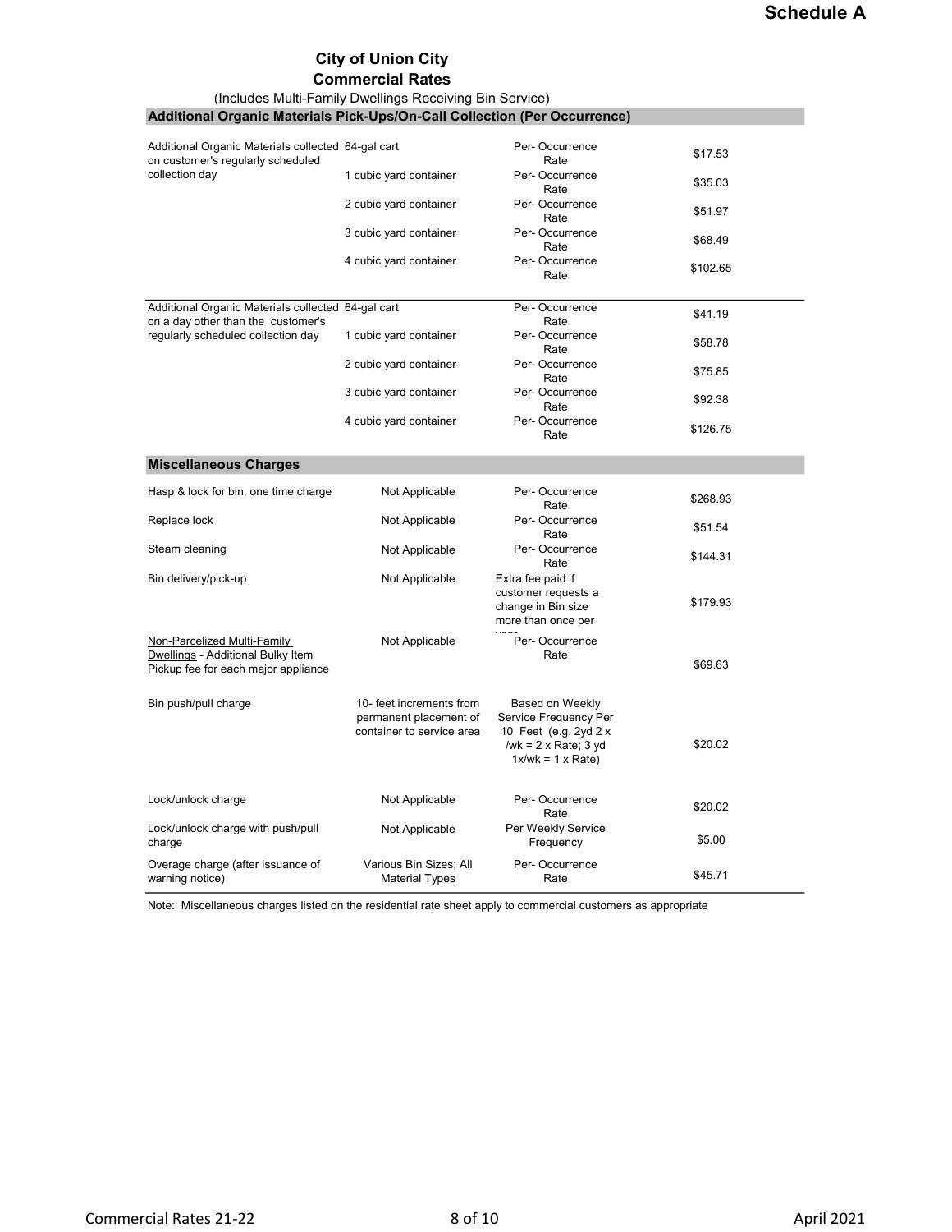# Schedule A

## City of Union City
## Commercial Rates

(Includes Multi-Family Dwellings Receiving Bin Service)

| Additional Organic Materials Pick-Ups/On-Call Collection (Per Occurrence) | | | |
|---|---|---|---|
| Additional Organic Materials collected on customer's regularly scheduled collection day | 64-gal cart | Per- Occurrence Rate | $17.53 |
| | 1 cubic yard container | Per- Occurrence Rate | $35.03 |
| | 2 cubic yard container | Per- Occurrence Rate | $51.97 |
| | 3 cubic yard container | Per- Occurrence Rate | $68.49 |
| | 4 cubic yard container | Per- Occurrence Rate | $102.65 |
| Additional Organic Materials collected on a day other than the customer's regularly scheduled collection day | 64-gal cart | Per- Occurrence Rate | $41.19 |
| | 1 cubic yard container | Per- Occurrence Rate | $58.78 |
| | 2 cubic yard container | Per- Occurrence Rate | $75.85 |
| | 3 cubic yard container | Per- Occurrence Rate | $92.38 |
| | 4 cubic yard container | Per- Occurrence Rate | $126.75 |

| Miscellaneous Charges | | | |
|---|---|---|---|
| Hasp & lock for bin, one time charge | Not Applicable | Per- Occurrence Rate | $268.93 |
| Replace lock | Not Applicable | Per- Occurrence Rate | $51.54 |
| Steam cleaning | Not Applicable | Per- Occurrence Rate | $144.31 |
| Bin delivery/pick-up | Not Applicable | Extra fee paid if customer requests a change in Bin size more than once per year | $179.93 |
| Non-Parcelized Multi-Family Dwellings - Additional Bulky Item Pickup fee for each major appliance | Not Applicable | Per- Occurrence Rate | $69.63 |
| Bin push/pull charge | 10- feet increments from permanent placement of container to service area | Based on Weekly Service Frequency Per 10 Feet (e.g. 2yd 2 x /wk = 2 x Rate; 3 yd 1x/wk = 1 x Rate) | $20.02 |
| Lock/unlock charge | Not Applicable | Per- Occurrence Rate | $20.02 |
| Lock/unlock charge with push/pull charge | Not Applicable | Per Weekly Service Frequency | $5.00 |
| Overage charge (after issuance of warning notice) | Various Bin Sizes; All Material Types | Per- Occurrence Rate | $45.71 |

Note: Miscellaneous charges listed on the residential rate sheet apply to commercial customers as appropriate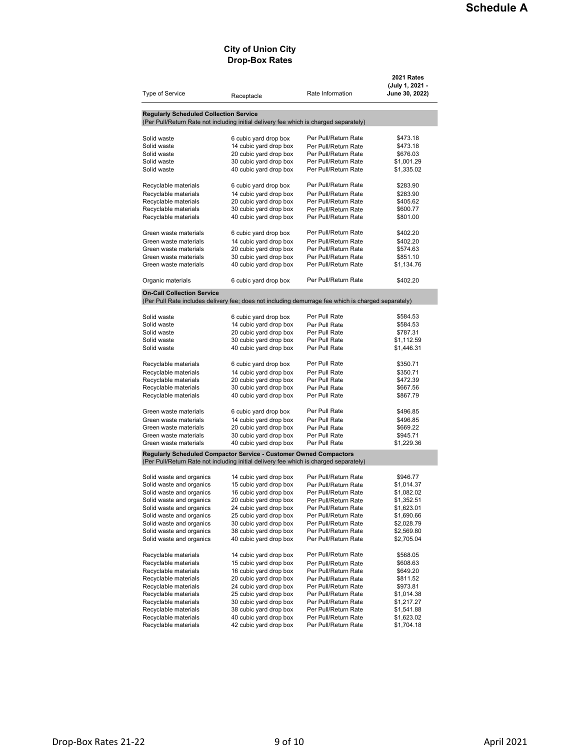**Schedule A**

## City of Union City
## Drop-Box Rates

| Type of Service | Receptacle | Rate Information | 2021 Rates (July 1, 2021 - June 30, 2022) |
|---|---|---|---|
| **Regularly Scheduled Collection Service** | | | |
| (Per Pull/Return Rate not including initial delivery fee which is charged separately) | | | |
| Solid waste | 6 cubic yard drop box | Per Pull/Return Rate | $473.18 |
| Solid waste | 14 cubic yard drop box | Per Pull/Return Rate | $473.18 |
| Solid waste | 20 cubic yard drop box | Per Pull/Return Rate | $676.03 |
| Solid waste | 30 cubic yard drop box | Per Pull/Return Rate | $1,001.29 |
| Solid waste | 40 cubic yard drop box | Per Pull/Return Rate | $1,335.02 |
| Recyclable materials | 6 cubic yard drop box | Per Pull/Return Rate | $283.90 |
| Recyclable materials | 14 cubic yard drop box | Per Pull/Return Rate | $283.90 |
| Recyclable materials | 20 cubic yard drop box | Per Pull/Return Rate | $405.62 |
| Recyclable materials | 30 cubic yard drop box | Per Pull/Return Rate | $600.77 |
| Recyclable materials | 40 cubic yard drop box | Per Pull/Return Rate | $801.00 |
| Green waste materials | 6 cubic yard drop box | Per Pull/Return Rate | $402.20 |
| Green waste materials | 14 cubic yard drop box | Per Pull/Return Rate | $402.20 |
| Green waste materials | 20 cubic yard drop box | Per Pull/Return Rate | $574.63 |
| Green waste materials | 30 cubic yard drop box | Per Pull/Return Rate | $851.10 |
| Green waste materials | 40 cubic yard drop box | Per Pull/Return Rate | $1,134.76 |
| Organic materials | 6 cubic yard drop box | Per Pull/Return Rate | $402.20 |
| **On-Call Collection Service** | | | |
| (Per Pull Rate includes delivery fee; does not including demurrage fee which is charged separately) | | | |
| Solid waste | 6 cubic yard drop box | Per Pull Rate | $584.53 |
| Solid waste | 14 cubic yard drop box | Per Pull Rate | $584.53 |
| Solid waste | 20 cubic yard drop box | Per Pull Rate | $787.31 |
| Solid waste | 30 cubic yard drop box | Per Pull Rate | $1,112.59 |
| Solid waste | 40 cubic yard drop box | Per Pull Rate | $1,446.31 |
| Recyclable materials | 6 cubic yard drop box | Per Pull Rate | $350.71 |
| Recyclable materials | 14 cubic yard drop box | Per Pull Rate | $350.71 |
| Recyclable materials | 20 cubic yard drop box | Per Pull Rate | $472.39 |
| Recyclable materials | 30 cubic yard drop box | Per Pull Rate | $667.56 |
| Recyclable materials | 40 cubic yard drop box | Per Pull Rate | $867.79 |
| Green waste materials | 6 cubic yard drop box | Per Pull Rate | $496.85 |
| Green waste materials | 14 cubic yard drop box | Per Pull Rate | $496.85 |
| Green waste materials | 20 cubic yard drop box | Per Pull Rate | $669.22 |
| Green waste materials | 30 cubic yard drop box | Per Pull Rate | $945.71 |
| Green waste materials | 40 cubic yard drop box | Per Pull Rate | $1,229.36 |
| **Regularly Scheduled Compactor Service - Customer Owned Compactors** | | | |
| (Per Pull/Return Rate not including initial delivery fee which is charged separately) | | | |
| Solid waste and organics | 14 cubic yard drop box | Per Pull/Return Rate | $946.77 |
| Solid waste and organics | 15 cubic yard drop box | Per Pull/Return Rate | $1,014.37 |
| Solid waste and organics | 16 cubic yard drop box | Per Pull/Return Rate | $1,082.02 |
| Solid waste and organics | 20 cubic yard drop box | Per Pull/Return Rate | $1,352.51 |
| Solid waste and organics | 24 cubic yard drop box | Per Pull/Return Rate | $1,623.01 |
| Solid waste and organics | 25 cubic yard drop box | Per Pull/Return Rate | $1,690.66 |
| Solid waste and organics | 30 cubic yard drop box | Per Pull/Return Rate | $2,028.79 |
| Solid waste and organics | 38 cubic yard drop box | Per Pull/Return Rate | $2,569.80 |
| Solid waste and organics | 40 cubic yard drop box | Per Pull/Return Rate | $2,705.04 |
| Recyclable materials | 14 cubic yard drop box | Per Pull/Return Rate | $568.05 |
| Recyclable materials | 15 cubic yard drop box | Per Pull/Return Rate | $608.63 |
| Recyclable materials | 16 cubic yard drop box | Per Pull/Return Rate | $649.20 |
| Recyclable materials | 20 cubic yard drop box | Per Pull/Return Rate | $811.52 |
| Recyclable materials | 24 cubic yard drop box | Per Pull/Return Rate | $973.81 |
| Recyclable materials | 25 cubic yard drop box | Per Pull/Return Rate | $1,014.38 |
| Recyclable materials | 30 cubic yard drop box | Per Pull/Return Rate | $1,217.27 |
| Recyclable materials | 38 cubic yard drop box | Per Pull/Return Rate | $1,541.88 |
| Recyclable materials | 40 cubic yard drop box | Per Pull/Return Rate | $1,623.02 |
| Recyclable materials | 42 cubic yard drop box | Per Pull/Return Rate | $1,704.18 |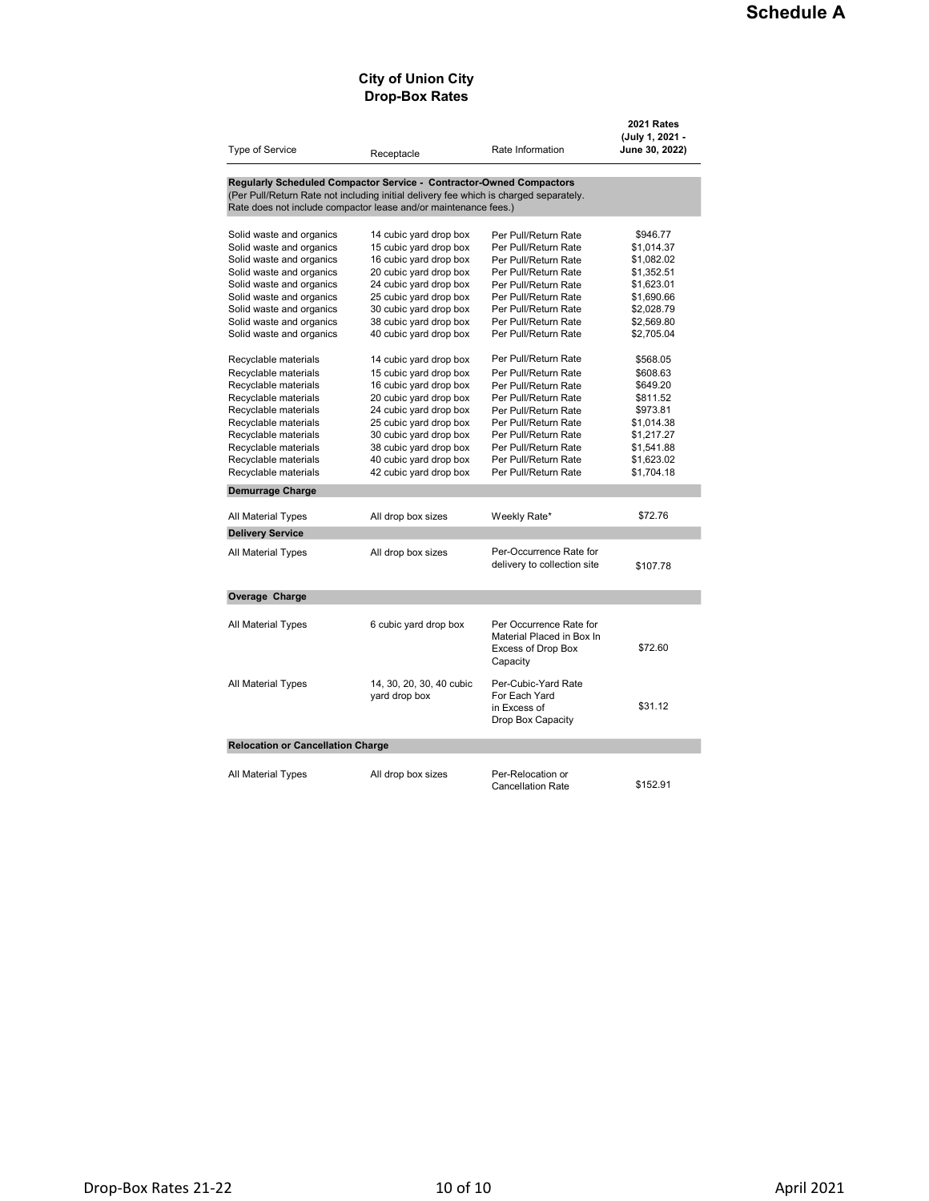**Schedule A**

## City of Union City
## Drop-Box Rates

| Type of Service | Receptacle | Rate Information | 2021 Rates (July 1, 2021 - June 30, 2022) |
|---|---|---|---|
| **Regularly Scheduled Compactor Service - Contractor-Owned Compactors** (Per Pull/Return Rate not including initial delivery fee which is charged separately. Rate does not include compactor lease and/or maintenance fees.) | | | |
| Solid waste and organics | 14 cubic yard drop box | Per Pull/Return Rate | $946.77 |
| Solid waste and organics | 15 cubic yard drop box | Per Pull/Return Rate | $1,014.37 |
| Solid waste and organics | 16 cubic yard drop box | Per Pull/Return Rate | $1,082.02 |
| Solid waste and organics | 20 cubic yard drop box | Per Pull/Return Rate | $1,352.51 |
| Solid waste and organics | 24 cubic yard drop box | Per Pull/Return Rate | $1,623.01 |
| Solid waste and organics | 25 cubic yard drop box | Per Pull/Return Rate | $1,690.66 |
| Solid waste and organics | 30 cubic yard drop box | Per Pull/Return Rate | $2,028.79 |
| Solid waste and organics | 38 cubic yard drop box | Per Pull/Return Rate | $2,569.80 |
| Solid waste and organics | 40 cubic yard drop box | Per Pull/Return Rate | $2,705.04 |
| Recyclable materials | 14 cubic yard drop box | Per Pull/Return Rate | $568.05 |
| Recyclable materials | 15 cubic yard drop box | Per Pull/Return Rate | $608.63 |
| Recyclable materials | 16 cubic yard drop box | Per Pull/Return Rate | $649.20 |
| Recyclable materials | 20 cubic yard drop box | Per Pull/Return Rate | $811.52 |
| Recyclable materials | 24 cubic yard drop box | Per Pull/Return Rate | $973.81 |
| Recyclable materials | 25 cubic yard drop box | Per Pull/Return Rate | $1,014.38 |
| Recyclable materials | 30 cubic yard drop box | Per Pull/Return Rate | $1,217.27 |
| Recyclable materials | 38 cubic yard drop box | Per Pull/Return Rate | $1,541.88 |
| Recyclable materials | 40 cubic yard drop box | Per Pull/Return Rate | $1,623.02 |
| Recyclable materials | 42 cubic yard drop box | Per Pull/Return Rate | $1,704.18 |
| **Demurrage Charge** | | | |
| All Material Types | All drop box sizes | Weekly Rate* | $72.76 |
| **Delivery Service** | | | |
| All Material Types | All drop box sizes | Per-Occurrence Rate for delivery to collection site | $107.78 |
| **Overage Charge** | | | |
| All Material Types | 6 cubic yard drop box | Per Occurrence Rate for Material Placed in Box In Excess of Drop Box Capacity | $72.60 |
| All Material Types | 14, 30, 20, 30, 40 cubic yard drop box | Per-Cubic-Yard Rate For Each Yard in Excess of Drop Box Capacity | $31.12 |
| **Relocation or Cancellation Charge** | | | |
| All Material Types | All drop box sizes | Per-Relocation or Cancellation Rate | $152.91 |

Drop-Box Rates 21-22

April 2021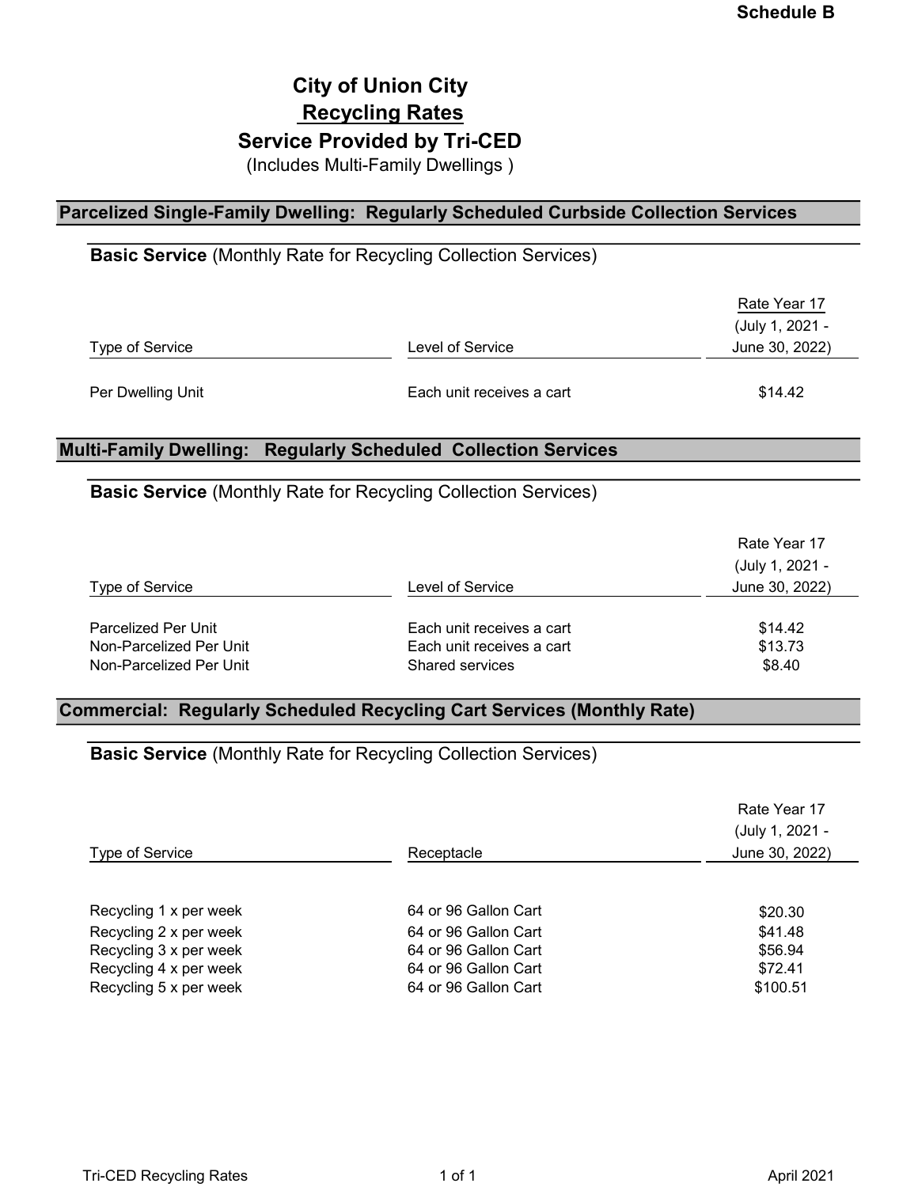Schedule B

# City of Union City
## Recycling Rates
## Service Provided by Tri-CED
(Includes Multi-Family Dwellings )

### Parcelized Single-Family Dwelling: Regularly Scheduled Curbside Collection Services

**Basic Service** (Monthly Rate for Recycling Collection Services)

| Type of Service | Level of Service | Rate Year 17 (July 1, 2021 - June 30, 2022) |
|---|---|---|
| Per Dwelling Unit | Each unit receives a cart | $14.42 |

### Multi-Family Dwelling: Regularly Scheduled Collection Services

**Basic Service** (Monthly Rate for Recycling Collection Services)

| Type of Service | Level of Service | Rate Year 17 (July 1, 2021 - June 30, 2022) |
|---|---|---|
| Parcelized Per Unit | Each unit receives a cart | $14.42 |
| Non-Parcelized Per Unit | Each unit receives a cart | $13.73 |
| Non-Parcelized Per Unit | Shared services | $8.40 |

### Commercial: Regularly Scheduled Recycling Cart Services (Monthly Rate)

**Basic Service** (Monthly Rate for Recycling Collection Services)

| Type of Service | Receptacle | Rate Year 17 (July 1, 2021 - June 30, 2022) |
|---|---|---|
| Recycling 1 x per week | 64 or 96 Gallon Cart | $20.30 |
| Recycling 2 x per week | 64 or 96 Gallon Cart | $41.48 |
| Recycling 3 x per week | 64 or 96 Gallon Cart | $56.94 |
| Recycling 4 x per week | 64 or 96 Gallon Cart | $72.41 |
| Recycling 5 x per week | 64 or 96 Gallon Cart | $100.51 |

Tri-CED Recycling Rates April 2021